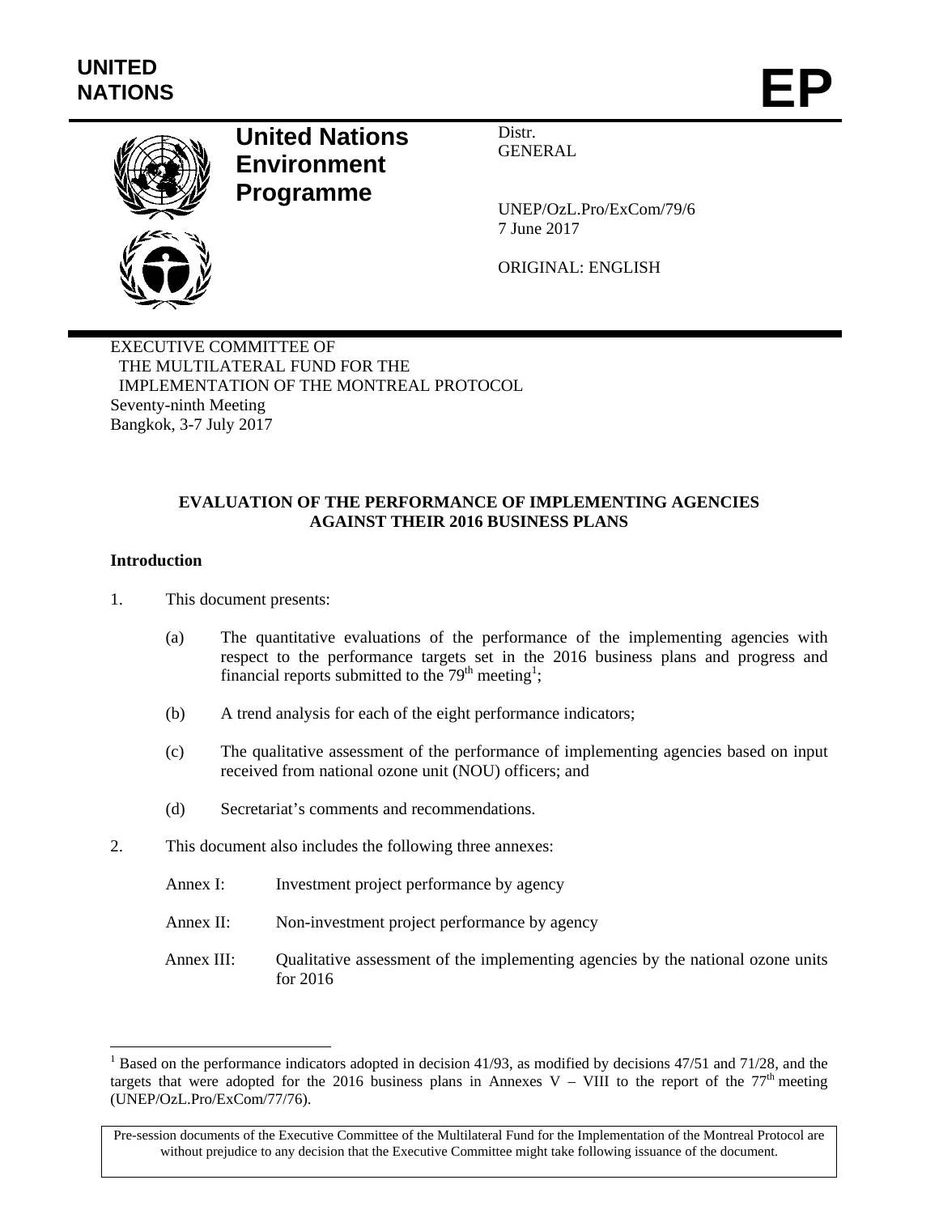UNITED NATIONS

# EP

**United Nations Environment Programme**

Distr.
GENERAL

UNEP/OzL.Pro/ExCom/79/6
7 June 2017

ORIGINAL: ENGLISH

EXECUTIVE COMMITTEE OF
THE MULTILATERAL FUND FOR THE
IMPLEMENTATION OF THE MONTREAL PROTOCOL
Seventy-ninth Meeting
Bangkok, 3-7 July 2017

## EVALUATION OF THE PERFORMANCE OF IMPLEMENTING AGENCIES AGAINST THEIR 2016 BUSINESS PLANS

### Introduction

1. This document presents:

   (a) The quantitative evaluations of the performance of the implementing agencies with respect to the performance targets set in the 2016 business plans and progress and financial reports submitted to the 79th meeting[1];

   (b) A trend analysis for each of the eight performance indicators;

   (c) The qualitative assessment of the performance of implementing agencies based on input received from national ozone unit (NOU) officers; and

   (d) Secretariat's comments and recommendations.

2. This document also includes the following three annexes:

   Annex I: Investment project performance by agency

   Annex II: Non-investment project performance by agency

   Annex III: Qualitative assessment of the implementing agencies by the national ozone units for 2016

[1] Based on the performance indicators adopted in decision 41/93, as modified by decisions 47/51 and 71/28, and the targets that were adopted for the 2016 business plans in Annexes V – VIII to the report of the 77th meeting (UNEP/OzL.Pro/ExCom/77/76).

Pre-session documents of the Executive Committee of the Multilateral Fund for the Implementation of the Montreal Protocol are without prejudice to any decision that the Executive Committee might take following issuance of the document.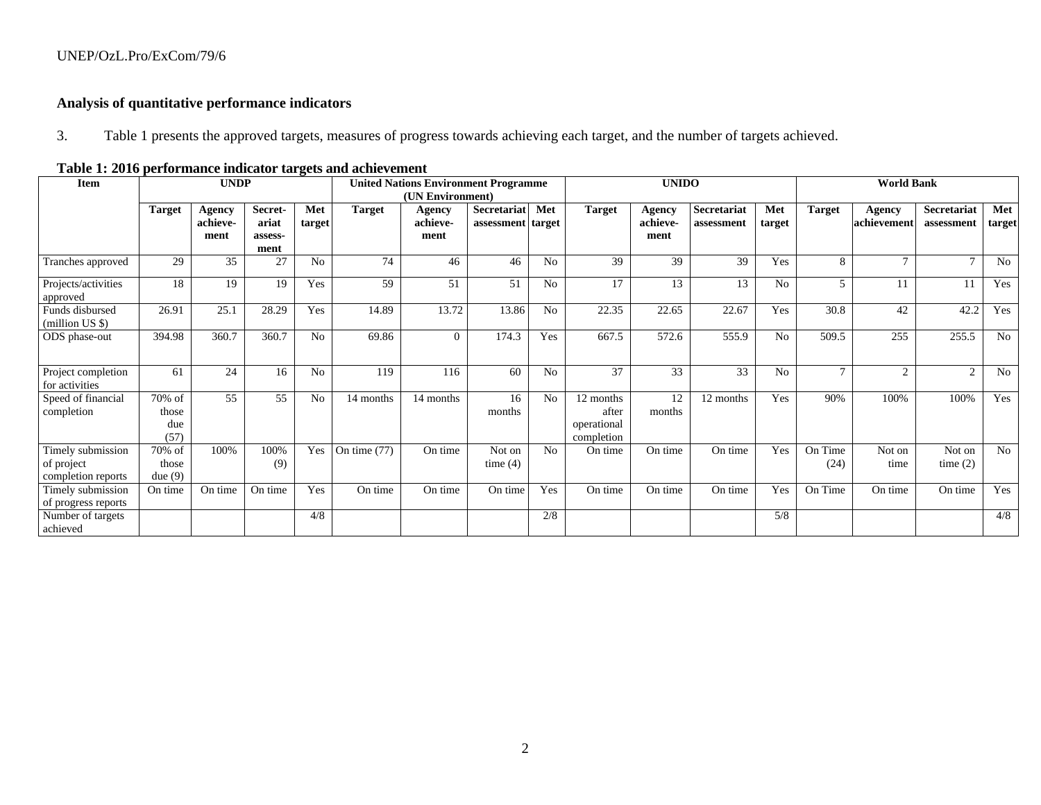**Analysis of quantitative performance indicators**

3. Table 1 presents the approved targets, measures of progress towards achieving each target, and the number of targets achieved.

**Table 1: 2016 performance indicator targets and achievement**

| Item | UNDP | | | | United Nations Environment Programme (UN Environment) | | | | UNIDO | | | | World Bank | | | |
|---|---|---|---|---|---|---|---|---|---|---|---|---|---|---|---|---|
| | Target | Agency achievement | Secretariat assessment | Met target | Target | Agency achievement | Secretariat assessment | Met target | Target | Agency achievement | Secretariat assessment | Met target | Target | Agency achievement | Secretariat assessment | Met target |
| Tranches approved | 29 | 35 | 27 | No | 74 | 46 | 46 | No | 39 | 39 | 39 | Yes | 8 | 7 | 7 | No |
| Projects/activities approved | 18 | 19 | 19 | Yes | 59 | 51 | 51 | No | 17 | 13 | 13 | No | 5 | 11 | 11 | Yes |
| Funds disbursed (million US $) | 26.91 | 25.1 | 28.29 | Yes | 14.89 | 13.72 | 13.86 | No | 22.35 | 22.65 | 22.67 | Yes | 30.8 | 42 | 42.2 | Yes |
| ODS phase-out | 394.98 | 360.7 | 360.7 | No | 69.86 | 0 | 174.3 | Yes | 667.5 | 572.6 | 555.9 | No | 509.5 | 255 | 255.5 | No |
| Project completion for activities | 61 | 24 | 16 | No | 119 | 116 | 60 | No | 37 | 33 | 33 | No | 7 | 2 | 2 | No |
| Speed of financial completion | 70% of those due (57) | 55 | 55 | No | 14 months | 14 months | 16 months | No | 12 months after operational completion | 12 months | 12 months | Yes | 90% | 100% | 100% | Yes |
| Timely submission of project completion reports | 70% of those due (9) | 100% | 100% (9) | Yes | On time (77) | On time | Not on time (4) | No | On time | On time | On time | Yes | On Time (24) | Not on time | Not on time (2) | No |
| Timely submission of progress reports | On time | On time | On time | Yes | On time | On time | On time | Yes | On time | On time | On time | Yes | On Time | On time | On time | Yes |
| Number of targets achieved | | | | 4/8 | | | | 2/8 | | | | 5/8 | | | | 4/8 |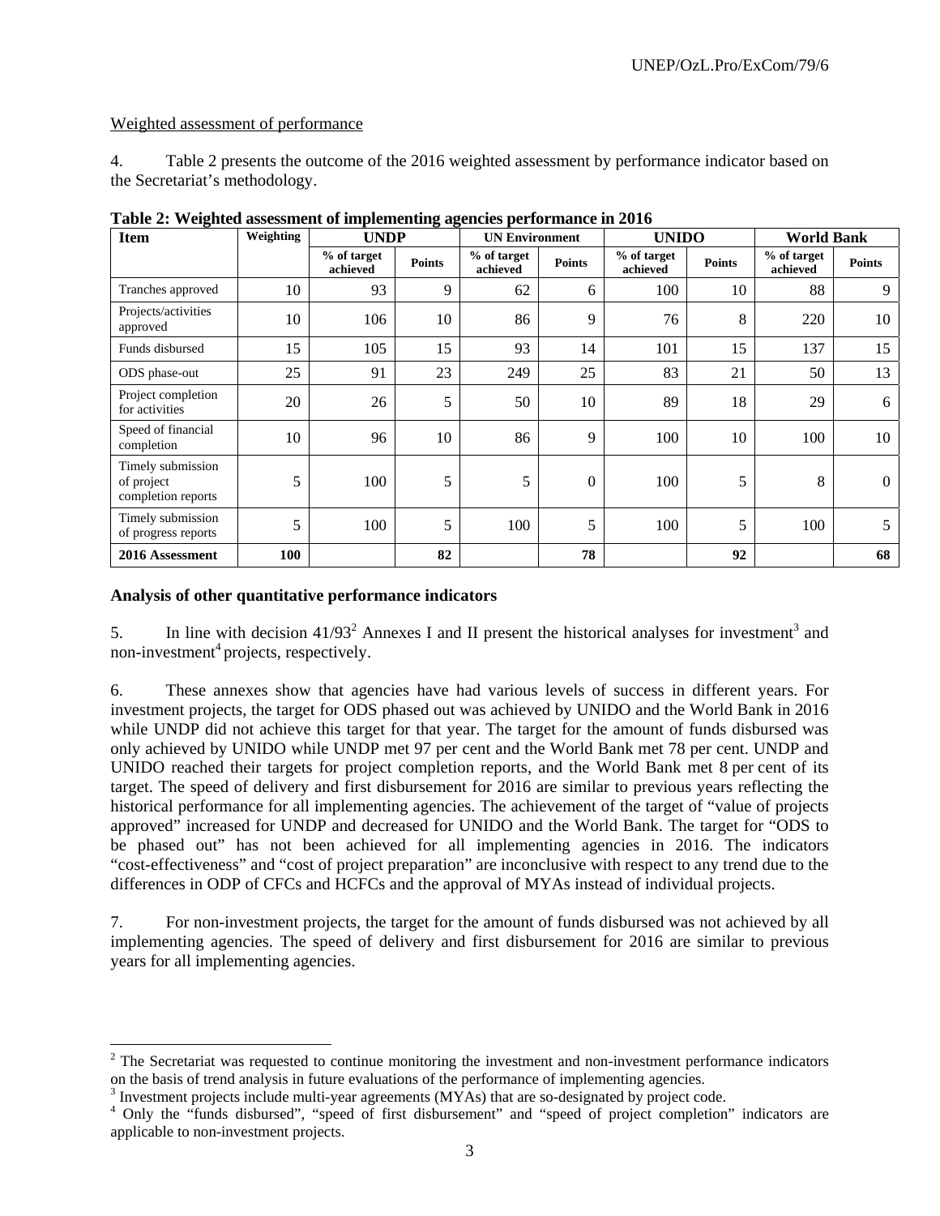Weighted assessment of performance

4. Table 2 presents the outcome of the 2016 weighted assessment by performance indicator based on the Secretariat's methodology.

**Table 2: Weighted assessment of implementing agencies performance in 2016**

| Item | Weighting | UNDP | | UN Environment | | UNIDO | | World Bank | |
|---|---|---|---|---|---|---|---|---|---|
| | | % of target achieved | Points | % of target achieved | Points | % of target achieved | Points | % of target achieved | Points |
| Tranches approved | 10 | 93 | 9 | 62 | 6 | 100 | 10 | 88 | 9 |
| Projects/activities approved | 10 | 106 | 10 | 86 | 9 | 76 | 8 | 220 | 10 |
| Funds disbursed | 15 | 105 | 15 | 93 | 14 | 101 | 15 | 137 | 15 |
| ODS phase-out | 25 | 91 | 23 | 249 | 25 | 83 | 21 | 50 | 13 |
| Project completion for activities | 20 | 26 | 5 | 50 | 10 | 89 | 18 | 29 | 6 |
| Speed of financial completion | 10 | 96 | 10 | 86 | 9 | 100 | 10 | 100 | 10 |
| Timely submission of project completion reports | 5 | 100 | 5 | 5 | 0 | 100 | 5 | 8 | 0 |
| Timely submission of progress reports | 5 | 100 | 5 | 100 | 5 | 100 | 5 | 100 | 5 |
| **2016 Assessment** | **100** | | **82** | | **78** | | **92** | | **68** |

**Analysis of other quantitative performance indicators**

5. In line with decision 41/93[2] Annexes I and II present the historical analyses for investment[3] and non-investment[4] projects, respectively.

6. These annexes show that agencies have had various levels of success in different years. For investment projects, the target for ODS phased out was achieved by UNIDO and the World Bank in 2016 while UNDP did not achieve this target for that year. The target for the amount of funds disbursed was only achieved by UNIDO while UNDP met 97 per cent and the World Bank met 78 per cent. UNDP and UNIDO reached their targets for project completion reports, and the World Bank met 8 per cent of its target. The speed of delivery and first disbursement for 2016 are similar to previous years reflecting the historical performance for all implementing agencies. The achievement of the target of "value of projects approved" increased for UNDP and decreased for UNIDO and the World Bank. The target for "ODS to be phased out" has not been achieved for all implementing agencies in 2016. The indicators "cost-effectiveness" and "cost of project preparation" are inconclusive with respect to any trend due to the differences in ODP of CFCs and HCFCs and the approval of MYAs instead of individual projects.

7. For non-investment projects, the target for the amount of funds disbursed was not achieved by all implementing agencies. The speed of delivery and first disbursement for 2016 are similar to previous years for all implementing agencies.

---

[2] The Secretariat was requested to continue monitoring the investment and non-investment performance indicators on the basis of trend analysis in future evaluations of the performance of implementing agencies.

[3] Investment projects include multi-year agreements (MYAs) that are so-designated by project code.

[4] Only the "funds disbursed", "speed of first disbursement" and "speed of project completion" indicators are applicable to non-investment projects.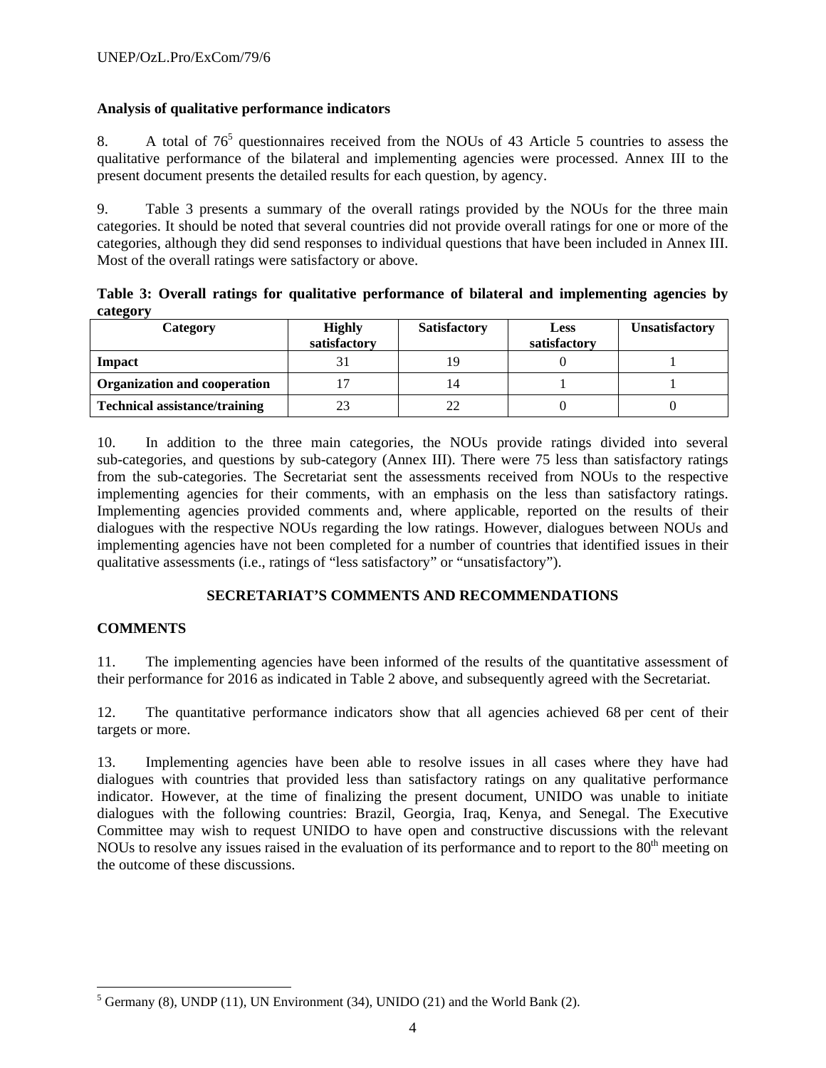### Analysis of qualitative performance indicators

8. A total of 76[5] questionnaires received from the NOUs of 43 Article 5 countries to assess the qualitative performance of the bilateral and implementing agencies were processed. Annex III to the present document presents the detailed results for each question, by agency.

9. Table 3 presents a summary of the overall ratings provided by the NOUs for the three main categories. It should be noted that several countries did not provide overall ratings for one or more of the categories, although they did send responses to individual questions that have been included in Annex III. Most of the overall ratings were satisfactory or above.

**Table 3: Overall ratings for qualitative performance of bilateral and implementing agencies by category**

| Category | Highly satisfactory | Satisfactory | Less satisfactory | Unsatisfactory |
|---|---|---|---|---|
| **Impact** | 31 | 19 | 0 | 1 |
| **Organization and cooperation** | 17 | 14 | 1 | 1 |
| **Technical assistance/training** | 23 | 22 | 0 | 0 |

10. In addition to the three main categories, the NOUs provide ratings divided into several sub-categories, and questions by sub-category (Annex III). There were 75 less than satisfactory ratings from the sub-categories. The Secretariat sent the assessments received from NOUs to the respective implementing agencies for their comments, with an emphasis on the less than satisfactory ratings. Implementing agencies provided comments and, where applicable, reported on the results of their dialogues with the respective NOUs regarding the low ratings. However, dialogues between NOUs and implementing agencies have not been completed for a number of countries that identified issues in their qualitative assessments (i.e., ratings of "less satisfactory" or "unsatisfactory").

## SECRETARIAT'S COMMENTS AND RECOMMENDATIONS

### COMMENTS

11. The implementing agencies have been informed of the results of the quantitative assessment of their performance for 2016 as indicated in Table 2 above, and subsequently agreed with the Secretariat.

12. The quantitative performance indicators show that all agencies achieved 68 per cent of their targets or more.

13. Implementing agencies have been able to resolve issues in all cases where they have had dialogues with countries that provided less than satisfactory ratings on any qualitative performance indicator. However, at the time of finalizing the present document, UNIDO was unable to initiate dialogues with the following countries: Brazil, Georgia, Iraq, Kenya, and Senegal. The Executive Committee may wish to request UNIDO to have open and constructive discussions with the relevant NOUs to resolve any issues raised in the evaluation of its performance and to report to the 80th meeting on the outcome of these discussions.

---

[5] Germany (8), UNDP (11), UN Environment (34), UNIDO (21) and the World Bank (2).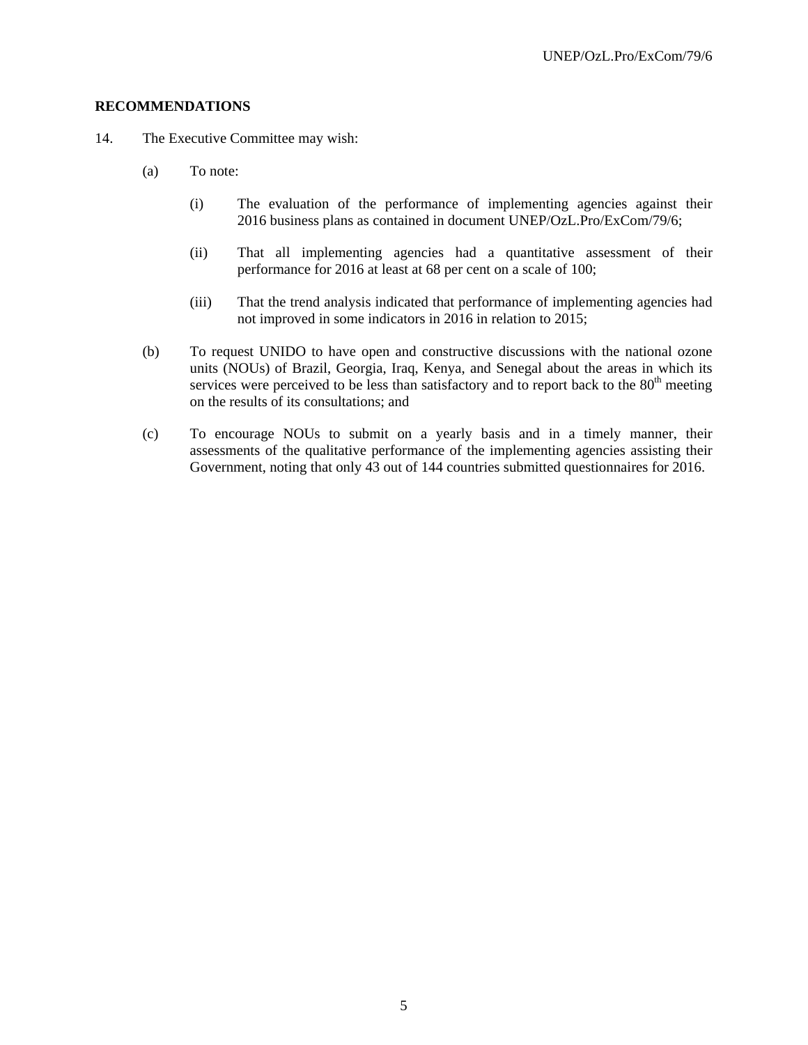## RECOMMENDATIONS

14. The Executive Committee may wish:

    (a) To note:

        (i) The evaluation of the performance of implementing agencies against their 2016 business plans as contained in document UNEP/OzL.Pro/ExCom/79/6;

        (ii) That all implementing agencies had a quantitative assessment of their performance for 2016 at least at 68 per cent on a scale of 100;

        (iii) That the trend analysis indicated that performance of implementing agencies had not improved in some indicators in 2016 in relation to 2015;

    (b) To request UNIDO to have open and constructive discussions with the national ozone units (NOUs) of Brazil, Georgia, Iraq, Kenya, and Senegal about the areas in which its services were perceived to be less than satisfactory and to report back to the 80th meeting on the results of its consultations; and

    (c) To encourage NOUs to submit on a yearly basis and in a timely manner, their assessments of the qualitative performance of the implementing agencies assisting their Government, noting that only 43 out of 144 countries submitted questionnaires for 2016.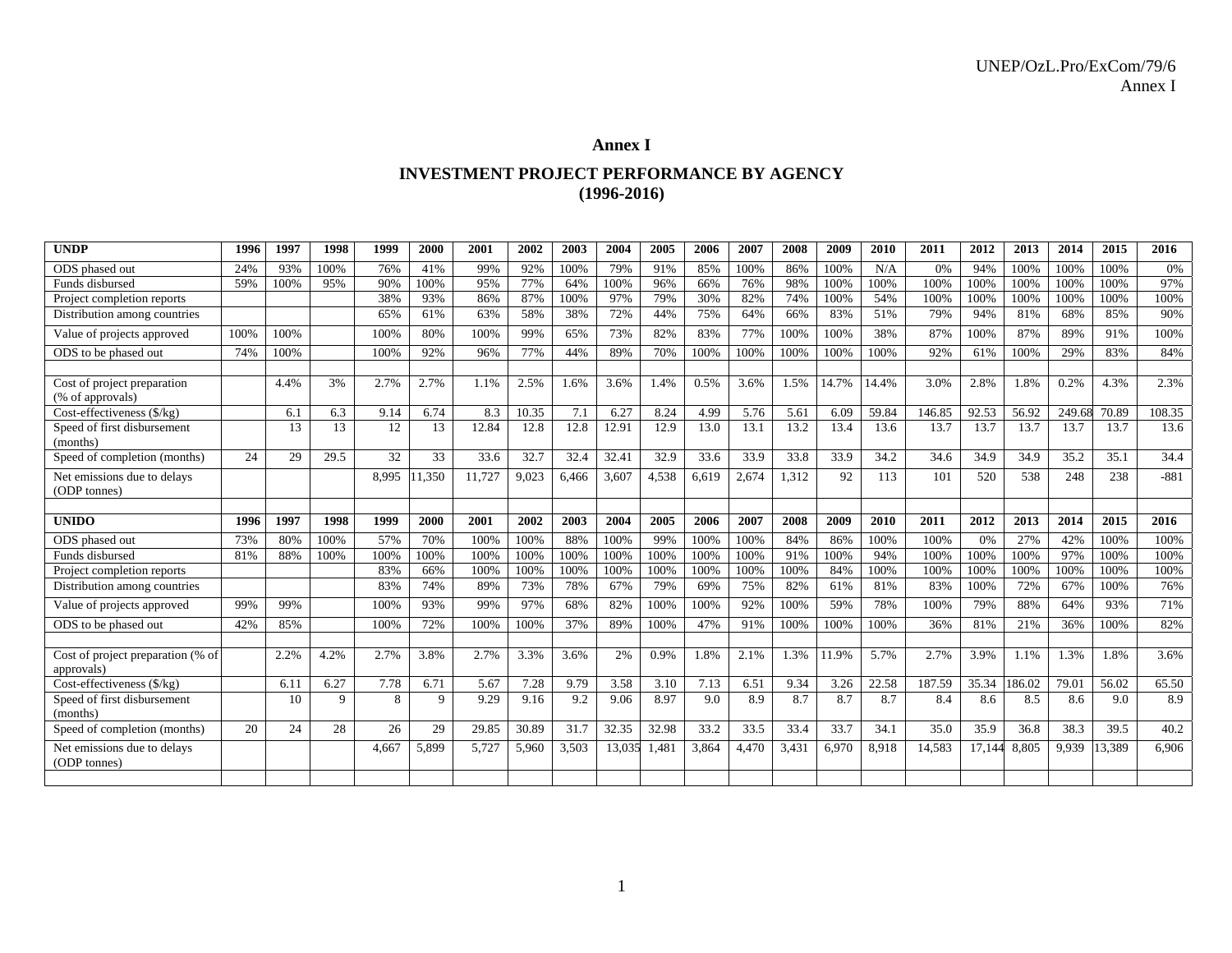## Annex I

## INVESTMENT PROJECT PERFORMANCE BY AGENCY (1996-2016)

| UNDP | 1996 | 1997 | 1998 | 1999 | 2000 | 2001 | 2002 | 2003 | 2004 | 2005 | 2006 | 2007 | 2008 | 2009 | 2010 | 2011 | 2012 | 2013 | 2014 | 2015 | 2016 |
|---|---|---|---|---|---|---|---|---|---|---|---|---|---|---|---|---|---|---|---|---|---|
| ODS phased out | 24% | 93% | 100% | 76% | 41% | 99% | 92% | 100% | 79% | 91% | 85% | 100% | 86% | 100% | N/A | 0% | 94% | 100% | 100% | 100% | 0% |
| Funds disbursed | 59% | 100% | 95% | 90% | 100% | 95% | 77% | 64% | 100% | 96% | 66% | 76% | 98% | 100% | 100% | 100% | 100% | 100% | 100% | 100% | 97% |
| Project completion reports | | | | 38% | 93% | 86% | 87% | 100% | 97% | 79% | 30% | 82% | 74% | 100% | 54% | 100% | 100% | 100% | 100% | 100% | 100% |
| Distribution among countries | | | | 65% | 61% | 63% | 58% | 38% | 72% | 44% | 75% | 64% | 66% | 83% | 51% | 79% | 94% | 81% | 68% | 85% | 90% |
| Value of projects approved | 100% | 100% | | 100% | 80% | 100% | 99% | 65% | 73% | 82% | 83% | 77% | 100% | 100% | 38% | 87% | 100% | 87% | 89% | 91% | 100% |
| ODS to be phased out | 74% | 100% | | 100% | 92% | 96% | 77% | 44% | 89% | 70% | 100% | 100% | 100% | 100% | 100% | 92% | 61% | 100% | 29% | 83% | 84% |
| | | | | | | | | | | | | | | | | | | | | | |
| Cost of project preparation (% of approvals) | | 4.4% | 3% | 2.7% | 2.7% | 1.1% | 2.5% | 1.6% | 3.6% | 1.4% | 0.5% | 3.6% | 1.5% | 14.7% | 14.4% | 3.0% | 2.8% | 1.8% | 0.2% | 4.3% | 2.3% |
| Cost-effectiveness ($/kg) | | 6.1 | 6.3 | 9.14 | 6.74 | 8.3 | 10.35 | 7.1 | 6.27 | 8.24 | 4.99 | 5.76 | 5.61 | 6.09 | 59.84 | 146.85 | 92.53 | 56.92 | 249.68 | 70.89 | 108.35 |
| Speed of first disbursement (months) | | 13 | 13 | 12 | 13 | 12.84 | 12.8 | 12.8 | 12.91 | 12.9 | 13.0 | 13.1 | 13.2 | 13.4 | 13.6 | 13.7 | 13.7 | 13.7 | 13.7 | 13.7 | 13.6 |
| Speed of completion (months) | 24 | 29 | 29.5 | 32 | 33 | 33.6 | 32.7 | 32.4 | 32.41 | 32.9 | 33.6 | 33.9 | 33.8 | 33.9 | 34.2 | 34.6 | 34.9 | 34.9 | 35.2 | 35.1 | 34.4 |
| Net emissions due to delays (ODP tonnes) | | | | 8,995 | 11,350 | 11,727 | 9,023 | 6,466 | 3,607 | 4,538 | 6,619 | 2,674 | 1,312 | 92 | 113 | 101 | 520 | 538 | 248 | 238 | -881 |
| | | | | | | | | | | | | | | | | | | | | | |
| **UNIDO** | **1996** | **1997** | **1998** | **1999** | **2000** | **2001** | **2002** | **2003** | **2004** | **2005** | **2006** | **2007** | **2008** | **2009** | **2010** | **2011** | **2012** | **2013** | **2014** | **2015** | **2016** |
| ODS phased out | 73% | 80% | 100% | 57% | 70% | 100% | 100% | 88% | 100% | 99% | 100% | 100% | 84% | 86% | 100% | 100% | 0% | 27% | 42% | 100% | 100% |
| Funds disbursed | 81% | 88% | 100% | 100% | 100% | 100% | 100% | 100% | 100% | 100% | 100% | 100% | 91% | 100% | 94% | 100% | 100% | 100% | 97% | 100% | 100% |
| Project completion reports | | | | 83% | 66% | 100% | 100% | 100% | 100% | 100% | 100% | 100% | 100% | 84% | 100% | 100% | 100% | 100% | 100% | 100% | 100% |
| Distribution among countries | | | | 83% | 74% | 89% | 73% | 78% | 67% | 79% | 69% | 75% | 82% | 61% | 81% | 83% | 100% | 72% | 67% | 100% | 76% |
| Value of projects approved | 99% | 99% | | 100% | 93% | 99% | 97% | 68% | 82% | 100% | 100% | 92% | 100% | 59% | 78% | 100% | 79% | 88% | 64% | 93% | 71% |
| ODS to be phased out | 42% | 85% | | 100% | 72% | 100% | 100% | 37% | 89% | 100% | 47% | 91% | 100% | 100% | 100% | 36% | 81% | 21% | 36% | 100% | 82% |
| | | | | | | | | | | | | | | | | | | | | | |
| Cost of project preparation (% of approvals) | | 2.2% | 4.2% | 2.7% | 3.8% | 2.7% | 3.3% | 3.6% | 2% | 0.9% | 1.8% | 2.1% | 1.3% | 11.9% | 5.7% | 2.7% | 3.9% | 1.1% | 1.3% | 1.8% | 3.6% |
| Cost-effectiveness ($/kg) | | 6.11 | 6.27 | 7.78 | 6.71 | 5.67 | 7.28 | 9.79 | 3.58 | 3.10 | 7.13 | 6.51 | 9.34 | 3.26 | 22.58 | 187.59 | 35.34 | 186.02 | 79.01 | 56.02 | 65.50 |
| Speed of first disbursement (months) | | 10 | 9 | 8 | 9 | 9.29 | 9.16 | 9.2 | 9.06 | 8.97 | 9.0 | 8.9 | 8.7 | 8.7 | 8.7 | 8.4 | 8.6 | 8.5 | 8.6 | 9.0 | 8.9 |
| Speed of completion (months) | 20 | 24 | 28 | 26 | 29 | 29.85 | 30.89 | 31.7 | 32.35 | 32.98 | 33.2 | 33.5 | 33.4 | 33.7 | 34.1 | 35.0 | 35.9 | 36.8 | 38.3 | 39.5 | 40.2 |
| Net emissions due to delays (ODP tonnes) | | | | 4,667 | 5,899 | 5,727 | 5,960 | 3,503 | 13,035 | 1,481 | 3,864 | 4,470 | 3,431 | 6,970 | 8,918 | 14,583 | 17,144 | 8,805 | 9,939 | 13,389 | 6,906 |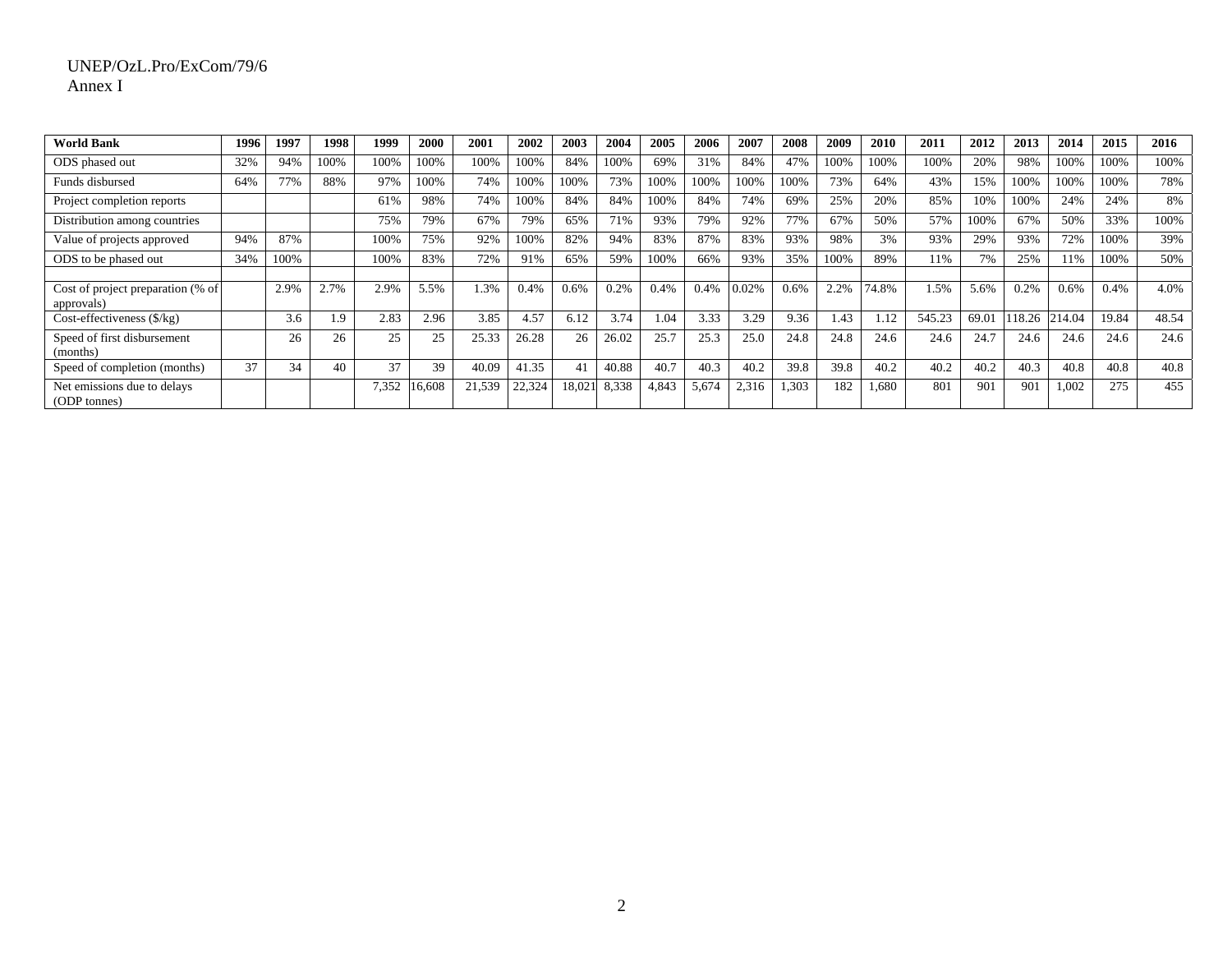| World Bank | 1996 | 1997 | 1998 | 1999 | 2000 | 2001 | 2002 | 2003 | 2004 | 2005 | 2006 | 2007 | 2008 | 2009 | 2010 | 2011 | 2012 | 2013 | 2014 | 2015 | 2016 |
|---|---|---|---|---|---|---|---|---|---|---|---|---|---|---|---|---|---|---|---|---|---|
| ODS phased out | 32% | 94% | 100% | 100% | 100% | 100% | 100% | 84% | 100% | 69% | 31% | 84% | 47% | 100% | 100% | 100% | 20% | 98% | 100% | 100% | 100% |
| Funds disbursed | 64% | 77% | 88% | 97% | 100% | 74% | 100% | 100% | 73% | 100% | 100% | 100% | 100% | 73% | 64% | 43% | 15% | 100% | 100% | 100% | 78% |
| Project completion reports | | | | 61% | 98% | 74% | 100% | 84% | 84% | 100% | 84% | 74% | 69% | 25% | 20% | 85% | 10% | 100% | 24% | 24% | 8% |
| Distribution among countries | | | | 75% | 79% | 67% | 79% | 65% | 71% | 93% | 79% | 92% | 77% | 67% | 50% | 57% | 100% | 67% | 50% | 33% | 100% |
| Value of projects approved | 94% | 87% | | 100% | 75% | 92% | 100% | 82% | 94% | 83% | 87% | 83% | 93% | 98% | 3% | 93% | 29% | 93% | 72% | 100% | 39% |
| ODS to be phased out | 34% | 100% | | 100% | 83% | 72% | 91% | 65% | 59% | 100% | 66% | 93% | 35% | 100% | 89% | 11% | 7% | 25% | 11% | 100% | 50% |
| | | | | | | | | | | | | | | | | | | | | | |
| Cost of project preparation (% of approvals) | | 2.9% | 2.7% | 2.9% | 5.5% | 1.3% | 0.4% | 0.6% | 0.2% | 0.4% | 0.4% | 0.02% | 0.6% | 2.2% | 74.8% | 1.5% | 5.6% | 0.2% | 0.6% | 0.4% | 4.0% |
| Cost-effectiveness ($/kg) | | 3.6 | 1.9 | 2.83 | 2.96 | 3.85 | 4.57 | 6.12 | 3.74 | 1.04 | 3.33 | 3.29 | 9.36 | 1.43 | 1.12 | 545.23 | 69.01 | 118.26 | 214.04 | 19.84 | 48.54 |
| Speed of first disbursement (months) | | 26 | 26 | 25 | 25 | 25.33 | 26.28 | 26 | 26.02 | 25.7 | 25.3 | 25.0 | 24.8 | 24.8 | 24.6 | 24.6 | 24.7 | 24.6 | 24.6 | 24.6 | 24.6 |
| Speed of completion (months) | 37 | 34 | 40 | 37 | 39 | 40.09 | 41.35 | 41 | 40.88 | 40.7 | 40.3 | 40.2 | 39.8 | 39.8 | 40.2 | 40.2 | 40.2 | 40.3 | 40.8 | 40.8 | 40.8 |
| Net emissions due to delays (ODP tonnes) | | | | 7,352 | 16,608 | 21,539 | 22,324 | 18,021 | 8,338 | 4,843 | 5,674 | 2,316 | 1,303 | 182 | 1,680 | 801 | 901 | 901 | 1,002 | 275 | 455 |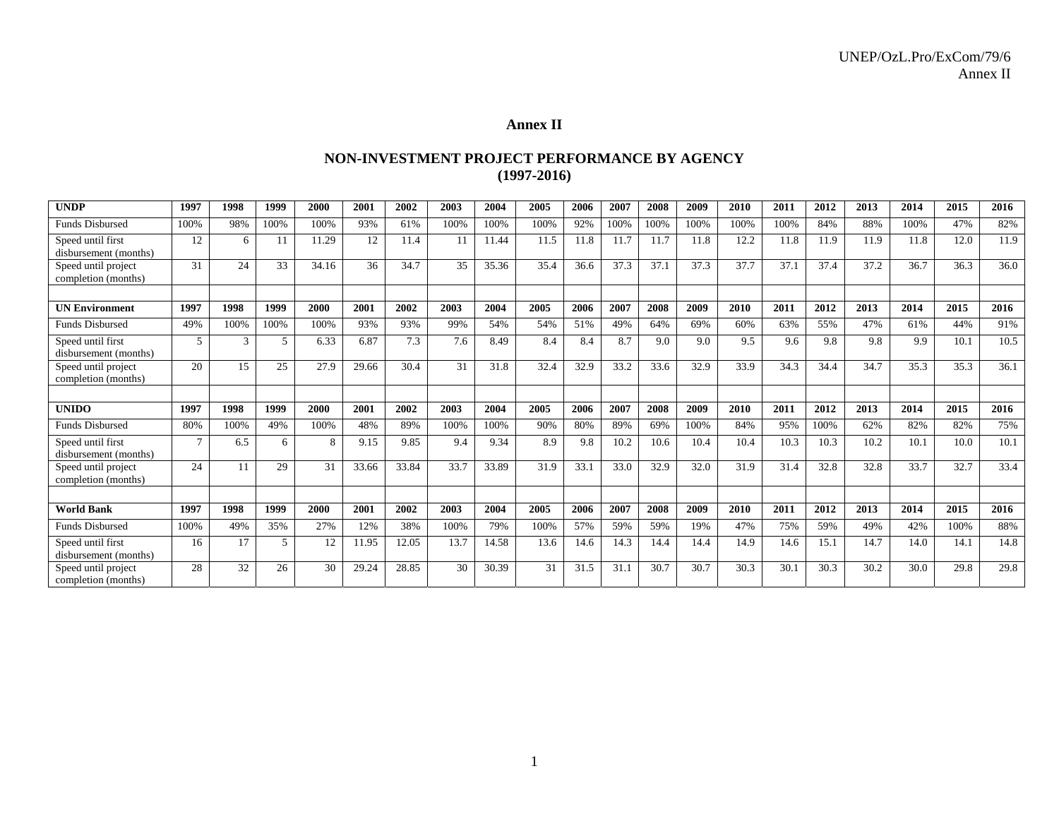## Annex II

## NON-INVESTMENT PROJECT PERFORMANCE BY AGENCY (1997-2016)

| **UNDP** | **1997** | **1998** | **1999** | **2000** | **2001** | **2002** | **2003** | **2004** | **2005** | **2006** | **2007** | **2008** | **2009** | **2010** | **2011** | **2012** | **2013** | **2014** | **2015** | **2016** |
|---|---|---|---|---|---|---|---|---|---|---|---|---|---|---|---|---|---|---|---|---|
| Funds Disbursed | 100% | 98% | 100% | 100% | 93% | 61% | 100% | 100% | 100% | 92% | 100% | 100% | 100% | 100% | 100% | 84% | 88% | 100% | 47% | 82% |
| Speed until first disbursement (months) | 12 | 6 | 11 | 11.29 | 12 | 11.4 | 11 | 11.44 | 11.5 | 11.8 | 11.7 | 11.7 | 11.8 | 12.2 | 11.8 | 11.9 | 11.9 | 11.8 | 12.0 | 11.9 |
| Speed until project completion (months) | 31 | 24 | 33 | 34.16 | 36 | 34.7 | 35 | 35.36 | 35.4 | 36.6 | 37.3 | 37.1 | 37.3 | 37.7 | 37.1 | 37.4 | 37.2 | 36.7 | 36.3 | 36.0 |
| | | | | | | | | | | | | | | | | | | | | |
| **UN Environment** | **1997** | **1998** | **1999** | **2000** | **2001** | **2002** | **2003** | **2004** | **2005** | **2006** | **2007** | **2008** | **2009** | **2010** | **2011** | **2012** | **2013** | **2014** | **2015** | **2016** |
| Funds Disbursed | 49% | 100% | 100% | 100% | 93% | 93% | 99% | 54% | 54% | 51% | 49% | 64% | 69% | 60% | 63% | 55% | 47% | 61% | 44% | 91% |
| Speed until first disbursement (months) | 5 | 3 | 5 | 6.33 | 6.87 | 7.3 | 7.6 | 8.49 | 8.4 | 8.4 | 8.7 | 9.0 | 9.0 | 9.5 | 9.6 | 9.8 | 9.8 | 9.9 | 10.1 | 10.5 |
| Speed until project completion (months) | 20 | 15 | 25 | 27.9 | 29.66 | 30.4 | 31 | 31.8 | 32.4 | 32.9 | 33.2 | 33.6 | 32.9 | 33.9 | 34.3 | 34.4 | 34.7 | 35.3 | 35.3 | 36.1 |
| | | | | | | | | | | | | | | | | | | | | |
| **UNIDO** | **1997** | **1998** | **1999** | **2000** | **2001** | **2002** | **2003** | **2004** | **2005** | **2006** | **2007** | **2008** | **2009** | **2010** | **2011** | **2012** | **2013** | **2014** | **2015** | **2016** |
| Funds Disbursed | 80% | 100% | 49% | 100% | 48% | 89% | 100% | 100% | 90% | 80% | 89% | 69% | 100% | 84% | 95% | 100% | 62% | 82% | 82% | 75% |
| Speed until first disbursement (months) | 7 | 6.5 | 6 | 8 | 9.15 | 9.85 | 9.4 | 9.34 | 8.9 | 9.8 | 10.2 | 10.6 | 10.4 | 10.4 | 10.3 | 10.3 | 10.2 | 10.1 | 10.0 | 10.1 |
| Speed until project completion (months) | 24 | 11 | 29 | 31 | 33.66 | 33.84 | 33.7 | 33.89 | 31.9 | 33.1 | 33.0 | 32.9 | 32.0 | 31.9 | 31.4 | 32.8 | 32.8 | 33.7 | 32.7 | 33.4 |
| | | | | | | | | | | | | | | | | | | | | |
| **World Bank** | **1997** | **1998** | **1999** | **2000** | **2001** | **2002** | **2003** | **2004** | **2005** | **2006** | **2007** | **2008** | **2009** | **2010** | **2011** | **2012** | **2013** | **2014** | **2015** | **2016** |
| Funds Disbursed | 100% | 49% | 35% | 27% | 12% | 38% | 100% | 79% | 100% | 57% | 59% | 59% | 19% | 47% | 75% | 59% | 49% | 42% | 100% | 88% |
| Speed until first disbursement (months) | 16 | 17 | 5 | 12 | 11.95 | 12.05 | 13.7 | 14.58 | 13.6 | 14.6 | 14.3 | 14.4 | 14.4 | 14.9 | 14.6 | 15.1 | 14.7 | 14.0 | 14.1 | 14.8 |
| Speed until project completion (months) | 28 | 32 | 26 | 30 | 29.24 | 28.85 | 30 | 30.39 | 31 | 31.5 | 31.1 | 30.7 | 30.7 | 30.3 | 30.1 | 30.3 | 30.2 | 30.0 | 29.8 | 29.8 |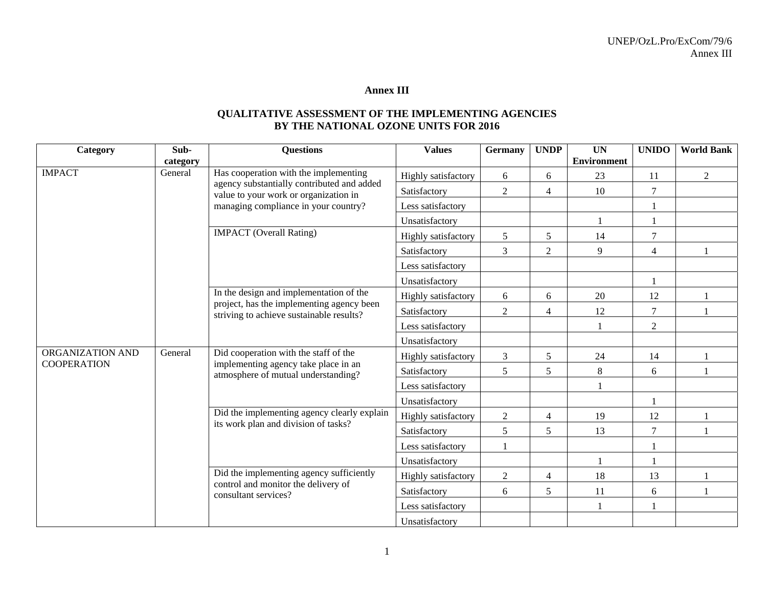# Annex III

## QUALITATIVE ASSESSMENT OF THE IMPLEMENTING AGENCIES BY THE NATIONAL OZONE UNITS FOR 2016

| Category | Sub-category | Questions | Values | Germany | UNDP | UN Environment | UNIDO | World Bank |
|---|---|---|---|---|---|---|---|---|
| IMPACT | General | Has cooperation with the implementing agency substantially contributed and added value to your work or organization in managing compliance in your country? | Highly satisfactory | 6 | 6 | 23 | 11 | 2 |
| | | | Satisfactory | 2 | 4 | 10 | 7 | |
| | | | Less satisfactory | | | | 1 | |
| | | | Unsatisfactory | | | 1 | 1 | |
| | | IMPACT (Overall Rating) | Highly satisfactory | 5 | 5 | 14 | 7 | |
| | | | Satisfactory | 3 | 2 | 9 | 4 | 1 |
| | | | Less satisfactory | | | | | |
| | | | Unsatisfactory | | | | 1 | |
| | | In the design and implementation of the project, has the implementing agency been striving to achieve sustainable results? | Highly satisfactory | 6 | 6 | 20 | 12 | 1 |
| | | | Satisfactory | 2 | 4 | 12 | 7 | 1 |
| | | | Less satisfactory | | | 1 | 2 | |
| | | | Unsatisfactory | | | | | |
| ORGANIZATION AND COOPERATION | General | Did cooperation with the staff of the implementing agency take place in an atmosphere of mutual understanding? | Highly satisfactory | 3 | 5 | 24 | 14 | 1 |
| | | | Satisfactory | 5 | 5 | 8 | 6 | 1 |
| | | | Less satisfactory | | | 1 | | |
| | | | Unsatisfactory | | | | 1 | |
| | | Did the implementing agency clearly explain its work plan and division of tasks? | Highly satisfactory | 2 | 4 | 19 | 12 | 1 |
| | | | Satisfactory | 5 | 5 | 13 | 7 | 1 |
| | | | Less satisfactory | 1 | | | 1 | |
| | | | Unsatisfactory | | | 1 | 1 | |
| | | Did the implementing agency sufficiently control and monitor the delivery of consultant services? | Highly satisfactory | 2 | 4 | 18 | 13 | 1 |
| | | | Satisfactory | 6 | 5 | 11 | 6 | 1 |
| | | | Less satisfactory | | | 1 | 1 | |
| | | | Unsatisfactory | | | | | |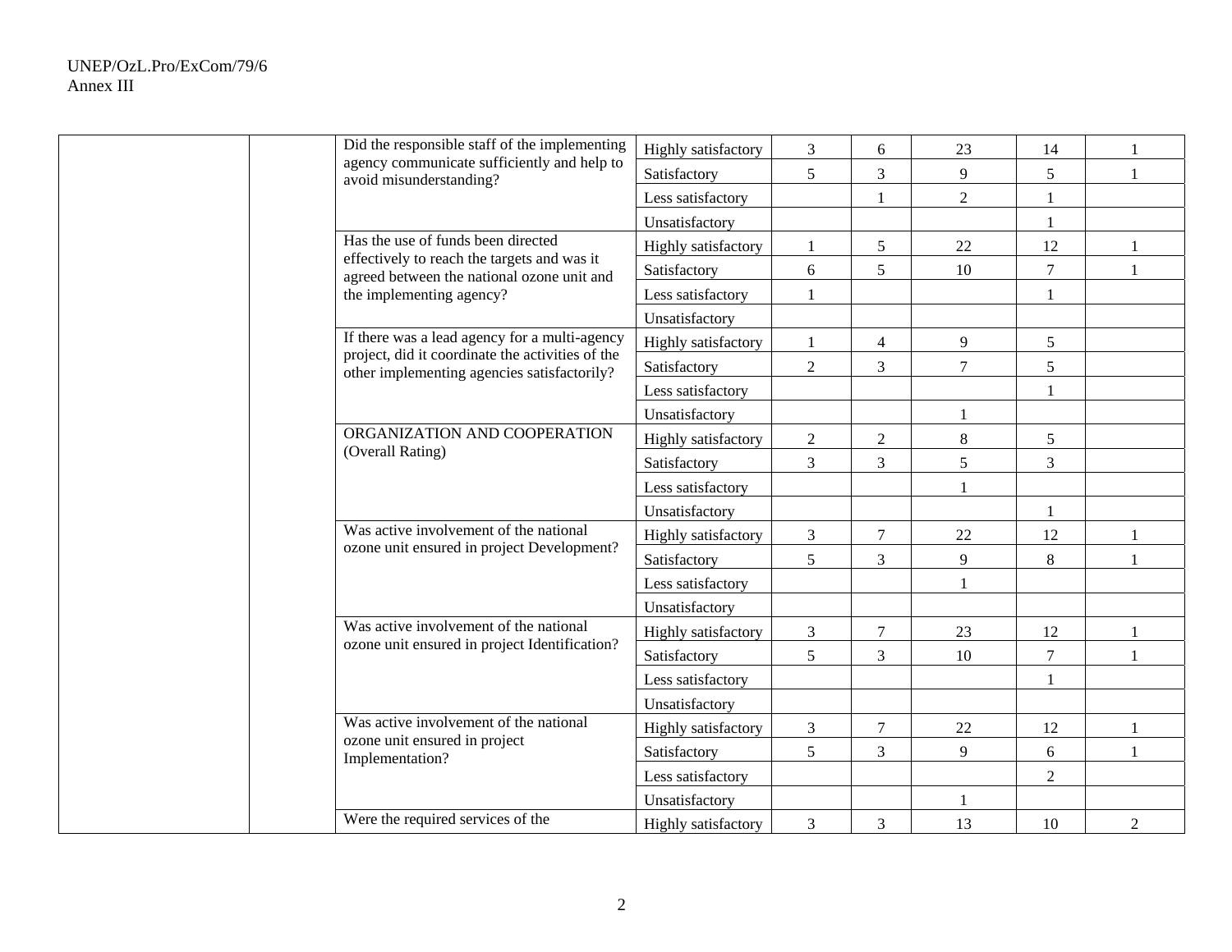| | | | | | | | | |
|---|---|---|---|---|---|---|---|---|
| | | Did the responsible staff of the implementing agency communicate sufficiently and help to avoid misunderstanding? | Highly satisfactory | 3 | 6 | 23 | 14 | 1 |
| | | | Satisfactory | 5 | 3 | 9 | 5 | 1 |
| | | | Less satisfactory | | 1 | 2 | 1 | |
| | | | Unsatisfactory | | | | 1 | |
| | | Has the use of funds been directed effectively to reach the targets and was it agreed between the national ozone unit and the implementing agency? | Highly satisfactory | 1 | 5 | 22 | 12 | 1 |
| | | | Satisfactory | 6 | 5 | 10 | 7 | 1 |
| | | | Less satisfactory | 1 | | | 1 | |
| | | | Unsatisfactory | | | | | |
| | | If there was a lead agency for a multi-agency project, did it coordinate the activities of the other implementing agencies satisfactorily? | Highly satisfactory | 1 | 4 | 9 | 5 | |
| | | | Satisfactory | 2 | 3 | 7 | 5 | |
| | | | Less satisfactory | | | | 1 | |
| | | | Unsatisfactory | | | 1 | | |
| | | ORGANIZATION AND COOPERATION (Overall Rating) | Highly satisfactory | 2 | 2 | 8 | 5 | |
| | | | Satisfactory | 3 | 3 | 5 | 3 | |
| | | | Less satisfactory | | | 1 | | |
| | | | Unsatisfactory | | | | 1 | |
| | | Was active involvement of the national ozone unit ensured in project Development? | Highly satisfactory | 3 | 7 | 22 | 12 | 1 |
| | | | Satisfactory | 5 | 3 | 9 | 8 | 1 |
| | | | Less satisfactory | | | 1 | | |
| | | | Unsatisfactory | | | | | |
| | | Was active involvement of the national ozone unit ensured in project Identification? | Highly satisfactory | 3 | 7 | 23 | 12 | 1 |
| | | | Satisfactory | 5 | 3 | 10 | 7 | 1 |
| | | | Less satisfactory | | | | 1 | |
| | | | Unsatisfactory | | | | | |
| | | Was active involvement of the national ozone unit ensured in project Implementation? | Highly satisfactory | 3 | 7 | 22 | 12 | 1 |
| | | | Satisfactory | 5 | 3 | 9 | 6 | 1 |
| | | | Less satisfactory | | | | 2 | |
| | | | Unsatisfactory | | | 1 | | |
| | | Were the required services of the | Highly satisfactory | 3 | 3 | 13 | 10 | 2 |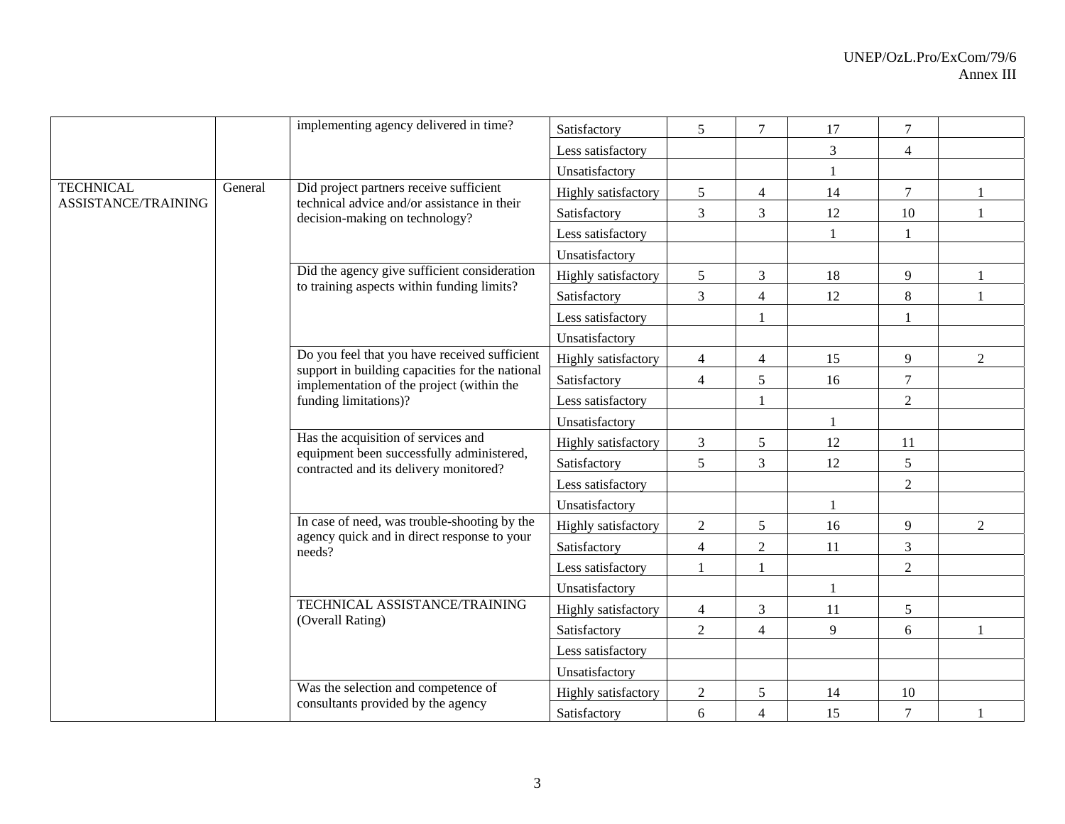| | | | | | | | | |
|---|---|---|---|---|---|---|---|---|
| | | implementing agency delivered in time? | Satisfactory | 5 | 7 | 17 | 7 | |
| | | | Less satisfactory | | | 3 | 4 | |
| | | | Unsatisfactory | | | 1 | | |
| TECHNICAL ASSISTANCE/TRAINING | General | Did project partners receive sufficient technical advice and/or assistance in their decision-making on technology? | Highly satisfactory | 5 | 4 | 14 | 7 | 1 |
| | | | Satisfactory | 3 | 3 | 12 | 10 | 1 |
| | | | Less satisfactory | | | 1 | 1 | |
| | | | Unsatisfactory | | | | | |
| | | Did the agency give sufficient consideration to training aspects within funding limits? | Highly satisfactory | 5 | 3 | 18 | 9 | 1 |
| | | | Satisfactory | 3 | 4 | 12 | 8 | 1 |
| | | | Less satisfactory | | 1 | | 1 | |
| | | | Unsatisfactory | | | | | |
| | | Do you feel that you have received sufficient support in building capacities for the national implementation of the project (within the funding limitations)? | Highly satisfactory | 4 | 4 | 15 | 9 | 2 |
| | | | Satisfactory | 4 | 5 | 16 | 7 | |
| | | | Less satisfactory | | 1 | | 2 | |
| | | | Unsatisfactory | | | 1 | | |
| | | Has the acquisition of services and equipment been successfully administered, contracted and its delivery monitored? | Highly satisfactory | 3 | 5 | 12 | 11 | |
| | | | Satisfactory | 5 | 3 | 12 | 5 | |
| | | | Less satisfactory | | | | 2 | |
| | | | Unsatisfactory | | | 1 | | |
| | | In case of need, was trouble-shooting by the agency quick and in direct response to your needs? | Highly satisfactory | 2 | 5 | 16 | 9 | 2 |
| | | | Satisfactory | 4 | 2 | 11 | 3 | |
| | | | Less satisfactory | 1 | 1 | | 2 | |
| | | | Unsatisfactory | | | 1 | | |
| | | TECHNICAL ASSISTANCE/TRAINING (Overall Rating) | Highly satisfactory | 4 | 3 | 11 | 5 | |
| | | | Satisfactory | 2 | 4 | 9 | 6 | 1 |
| | | | Less satisfactory | | | | | |
| | | | Unsatisfactory | | | | | |
| | | Was the selection and competence of consultants provided by the agency | Highly satisfactory | 2 | 5 | 14 | 10 | |
| | | | Satisfactory | 6 | 4 | 15 | 7 | 1 |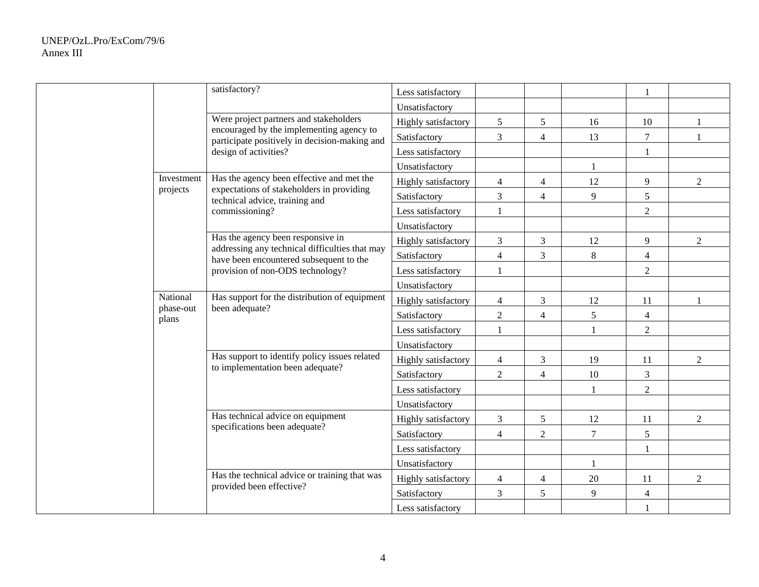| | | | | | | | | |
|---|---|---|---|---|---|---|---|---|
| | | satisfactory? | Less satisfactory | | | | 1 | |
| | | | Unsatisfactory | | | | | |
| | | Were project partners and stakeholders encouraged by the implementing agency to participate positively in decision-making and design of activities? | Highly satisfactory | 5 | 5 | 16 | 10 | 1 |
| | | | Satisfactory | 3 | 4 | 13 | 7 | 1 |
| | | | Less satisfactory | | | | 1 | |
| | | | Unsatisfactory | | | 1 | | |
| | Investment projects | Has the agency been effective and met the expectations of stakeholders in providing technical advice, training and commissioning? | Highly satisfactory | 4 | 4 | 12 | 9 | 2 |
| | | | Satisfactory | 3 | 4 | 9 | 5 | |
| | | | Less satisfactory | 1 | | | 2 | |
| | | | Unsatisfactory | | | | | |
| | | Has the agency been responsive in addressing any technical difficulties that may have been encountered subsequent to the provision of non-ODS technology? | Highly satisfactory | 3 | 3 | 12 | 9 | 2 |
| | | | Satisfactory | 4 | 3 | 8 | 4 | |
| | | | Less satisfactory | 1 | | | 2 | |
| | | | Unsatisfactory | | | | | |
| | National phase-out plans | Has support for the distribution of equipment been adequate? | Highly satisfactory | 4 | 3 | 12 | 11 | 1 |
| | | | Satisfactory | 2 | 4 | 5 | 4 | |
| | | | Less satisfactory | 1 | | 1 | 2 | |
| | | | Unsatisfactory | | | | | |
| | | Has support to identify policy issues related to implementation been adequate? | Highly satisfactory | 4 | 3 | 19 | 11 | 2 |
| | | | Satisfactory | 2 | 4 | 10 | 3 | |
| | | | Less satisfactory | | | 1 | 2 | |
| | | | Unsatisfactory | | | | | |
| | | Has technical advice on equipment specifications been adequate? | Highly satisfactory | 3 | 5 | 12 | 11 | 2 |
| | | | Satisfactory | 4 | 2 | 7 | 5 | |
| | | | Less satisfactory | | | | 1 | |
| | | | Unsatisfactory | | | 1 | | |
| | | Has the technical advice or training that was provided been effective? | Highly satisfactory | 4 | 4 | 20 | 11 | 2 |
| | | | Satisfactory | 3 | 5 | 9 | 4 | |
| | | | Less satisfactory | | | | 1 | |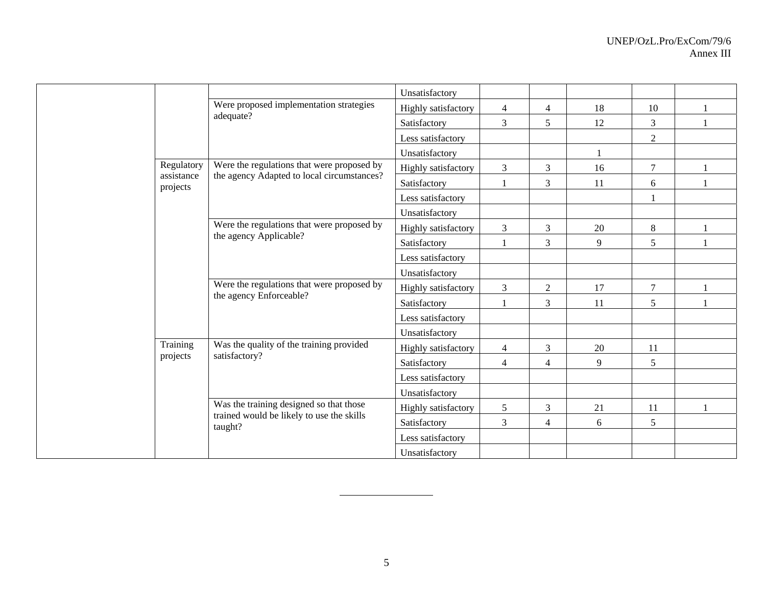| | | | | | | | | |
|---|---|---|---|---|---|---|---|---|
| | | | Unsatisfactory | | | | | |
| | | Were proposed implementation strategies adequate? | Highly satisfactory | 4 | 4 | 18 | 10 | 1 |
| | | | Satisfactory | 3 | 5 | 12 | 3 | 1 |
| | | | Less satisfactory | | | | 2 | |
| | | | Unsatisfactory | | | 1 | | |
| | Regulatory assistance projects | Were the regulations that were proposed by the agency Adapted to local circumstances? | Highly satisfactory | 3 | 3 | 16 | 7 | 1 |
| | | | Satisfactory | 1 | 3 | 11 | 6 | 1 |
| | | | Less satisfactory | | | | 1 | |
| | | | Unsatisfactory | | | | | |
| | | Were the regulations that were proposed by the agency Applicable? | Highly satisfactory | 3 | 3 | 20 | 8 | 1 |
| | | | Satisfactory | 1 | 3 | 9 | 5 | 1 |
| | | | Less satisfactory | | | | | |
| | | | Unsatisfactory | | | | | |
| | | Were the regulations that were proposed by the agency Enforceable? | Highly satisfactory | 3 | 2 | 17 | 7 | 1 |
| | | | Satisfactory | 1 | 3 | 11 | 5 | 1 |
| | | | Less satisfactory | | | | | |
| | | | Unsatisfactory | | | | | |
| | Training projects | Was the quality of the training provided satisfactory? | Highly satisfactory | 4 | 3 | 20 | 11 | |
| | | | Satisfactory | 4 | 4 | 9 | 5 | |
| | | | Less satisfactory | | | | | |
| | | | Unsatisfactory | | | | | |
| | | Was the training designed so that those trained would be likely to use the skills taught? | Highly satisfactory | 5 | 3 | 21 | 11 | 1 |
| | | | Satisfactory | 3 | 4 | 6 | 5 | |
| | | | Less satisfactory | | | | | |
| | | | Unsatisfactory | | | | | |